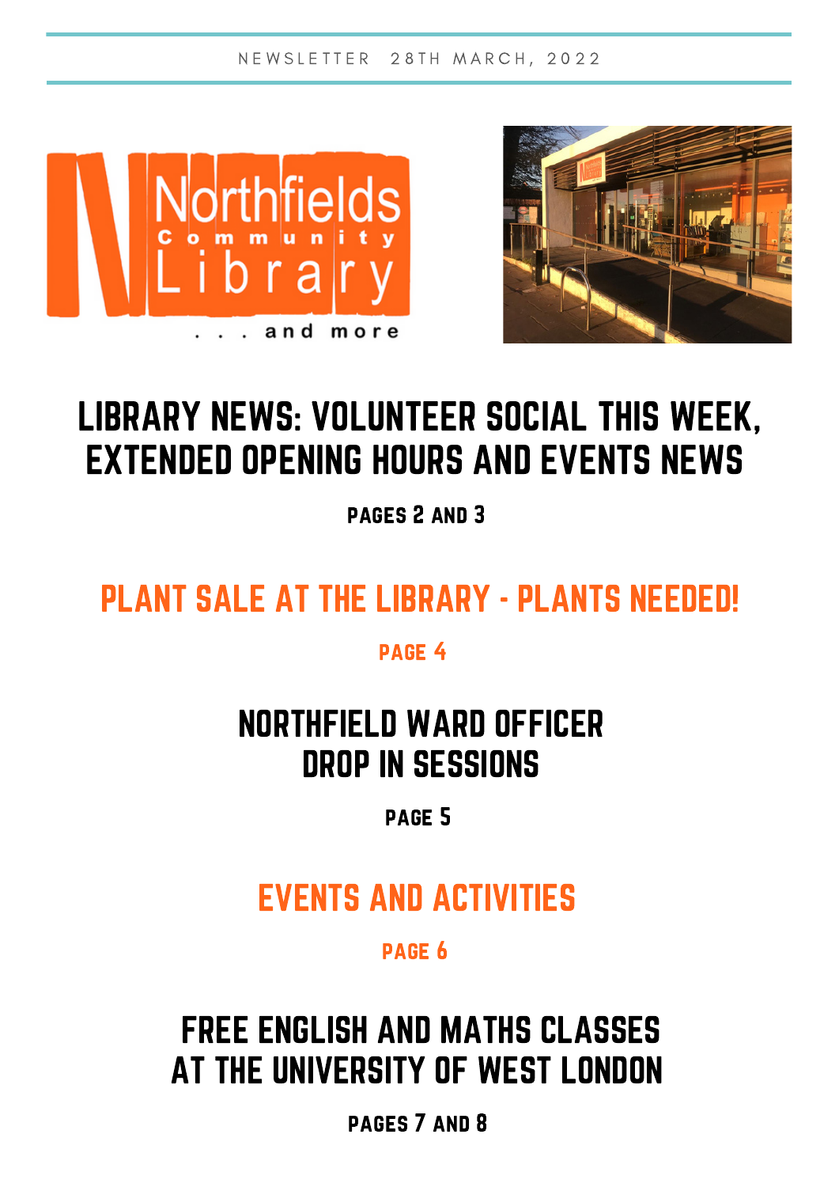NEWSLETTER 28TH MARCH, 2022

Northfields Community Library . . . and more

# LIBRARY NEWS: VOLUNTEER SOCIAL THIS WEEK, EXTENDED OPENING HOURS AND EVENTS NEWS

PAGES 2 AND 3

# PLANT SALE AT THE LIBRARY - PLANTS NEEDED!

PAGE 4

# NORTHFIELD WARD OFFICER DROP IN SESSIONS

PAGE 5

# EVENTS AND ACTIVITIES

PAGE 6

# FREE ENGLISH AND MATHS CLASSES AT THE UNIVERSITY OF WEST LONDON

PAGES 7 AND 8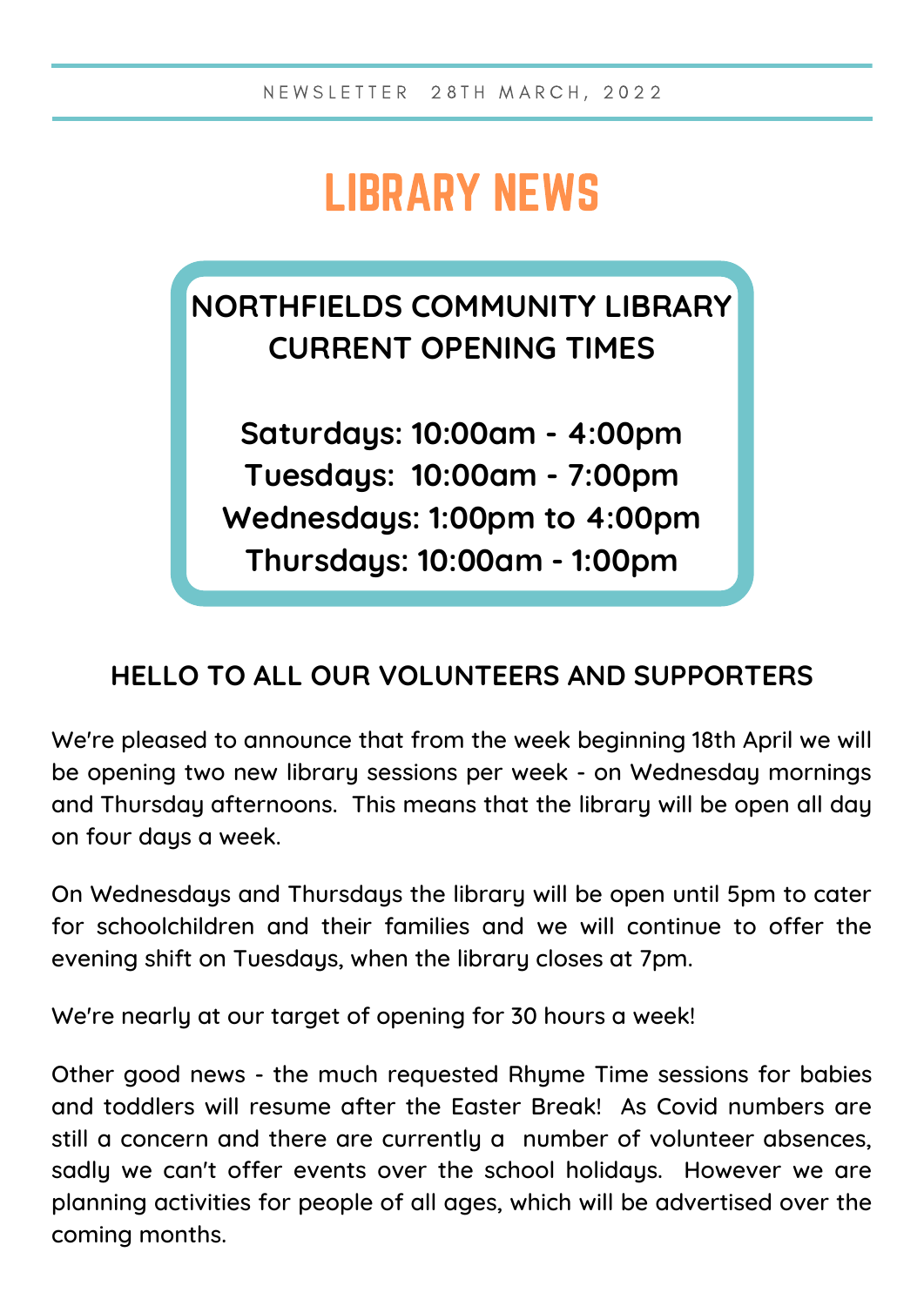NEWSLETTER 28TH MARCH, 2022

# LIBRARY NEWS

**NORTHFIELDS COMMUNITY LIBRARY**
**CURRENT OPENING TIMES**

**Saturdays: 10:00am - 4:00pm**
**Tuesdays: 10:00am - 7:00pm**
**Wednesdays: 1:00pm to 4:00pm**
**Thursdays: 10:00am - 1:00pm**

## HELLO TO ALL OUR VOLUNTEERS AND SUPPORTERS

We're pleased to announce that from the week beginning 18th April we will be opening two new library sessions per week - on Wednesday mornings and Thursday afternoons. This means that the library will be open all day on four days a week.

On Wednesdays and Thursdays the library will be open until 5pm to cater for schoolchildren and their families and we will continue to offer the evening shift on Tuesdays, when the library closes at 7pm.

We're nearly at our target of opening for 30 hours a week!

Other good news - the much requested Rhyme Time sessions for babies and toddlers will resume after the Easter Break! As Covid numbers are still a concern and there are currently a number of volunteer absences, sadly we can't offer events over the school holidays. However we are planning activities for people of all ages, which will be advertised over the coming months.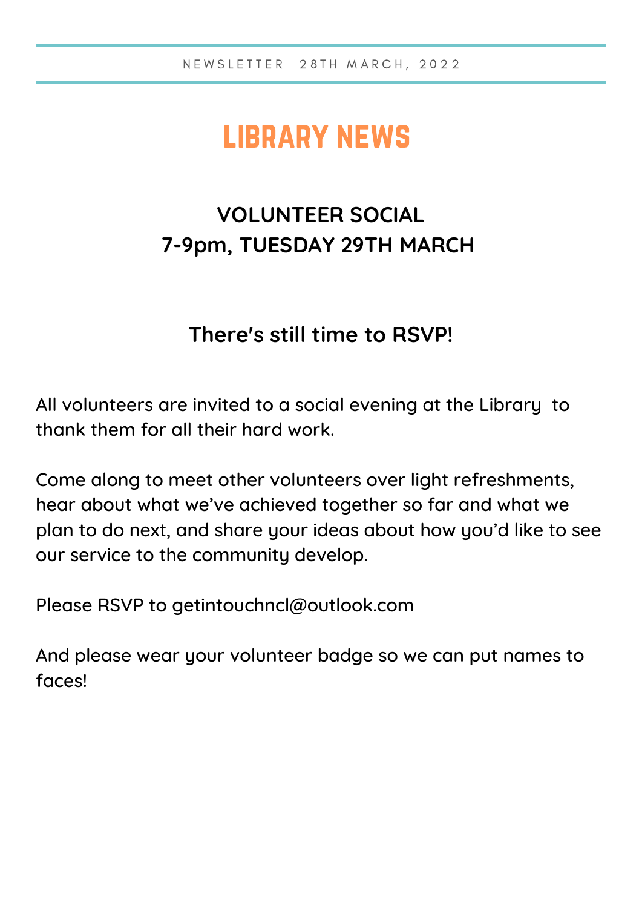NEWSLETTER 28TH MARCH, 2022

# LIBRARY NEWS

## VOLUNTEER SOCIAL
## 7-9pm, TUESDAY 29TH MARCH

### There's still time to RSVP!

All volunteers are invited to a social evening at the Library to thank them for all their hard work.

Come along to meet other volunteers over light refreshments, hear about what we've achieved together so far and what we plan to do next, and share your ideas about how you'd like to see our service to the community develop.

Please RSVP to getintouchncl@outlook.com

And please wear your volunteer badge so we can put names to faces!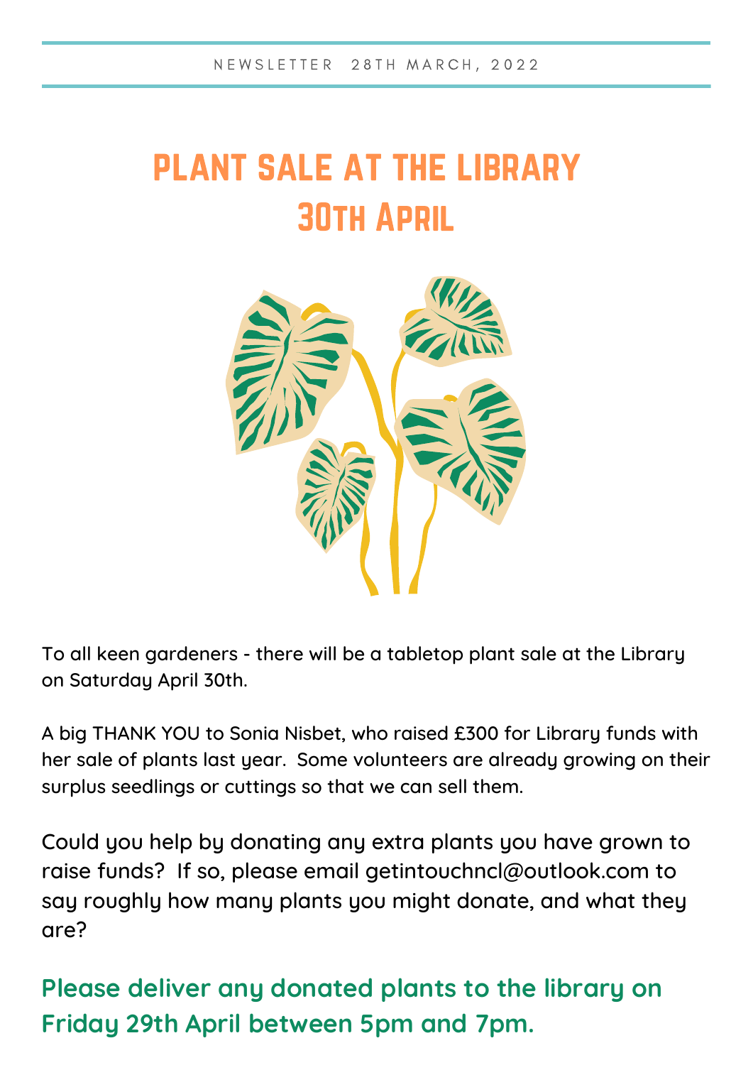NEWSLETTER 28TH MARCH, 2022

# PLANT SALE AT THE LIBRARY
# 30TH APRIL

To all keen gardeners - there will be a tabletop plant sale at the Library on Saturday April 30th.

A big THANK YOU to Sonia Nisbet, who raised £300 for Library funds with her sale of plants last year. Some volunteers are already growing on their surplus seedlings or cuttings so that we can sell them.

Could you help by donating any extra plants you have grown to raise funds? If so, please email getintouchncl@outlook.com to say roughly how many plants you might donate, and what they are?

**Please deliver any donated plants to the library on Friday 29th April between 5pm and 7pm.**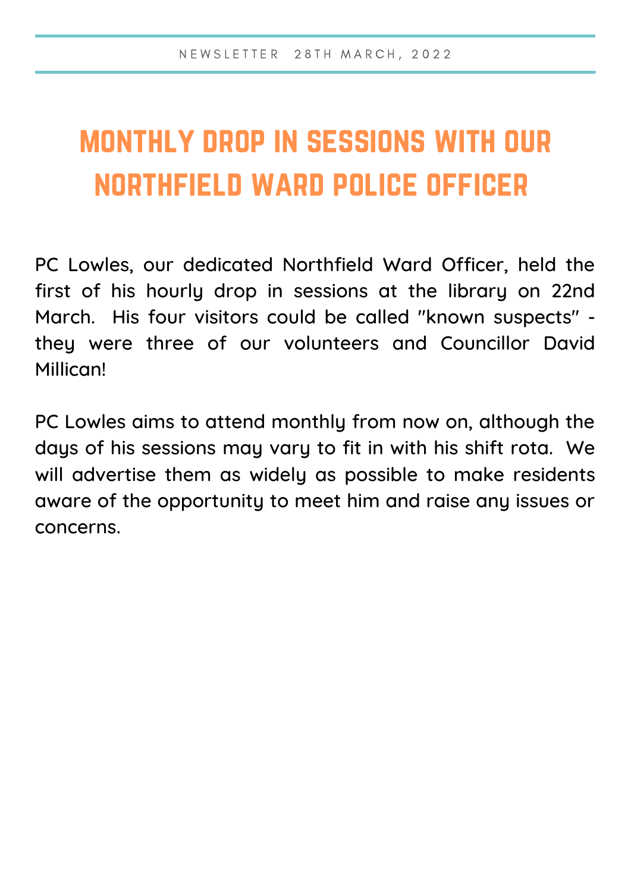NEWSLETTER 28TH MARCH, 2022

# MONTHLY DROP IN SESSIONS WITH OUR NORTHFIELD WARD POLICE OFFICER

PC Lowles, our dedicated Northfield Ward Officer, held the first of his hourly drop in sessions at the library on 22nd March. His four visitors could be called "known suspects" - they were three of our volunteers and Councillor David Millican!

PC Lowles aims to attend monthly from now on, although the days of his sessions may vary to fit in with his shift rota. We will advertise them as widely as possible to make residents aware of the opportunity to meet him and raise any issues or concerns.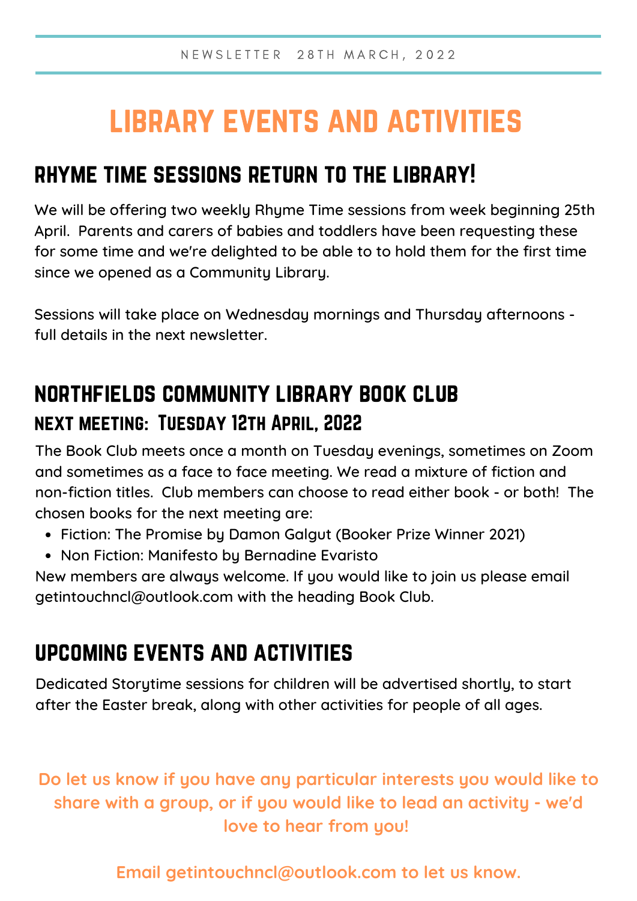NEWSLETTER 28TH MARCH, 2022

# LIBRARY EVENTS AND ACTIVITIES

## RHYME TIME SESSIONS RETURN TO THE LIBRARY!

We will be offering two weekly Rhyme Time sessions from week beginning 25th April. Parents and carers of babies and toddlers have been requesting these for some time and we're delighted to be able to to hold them for the first time since we opened as a Community Library.

Sessions will take place on Wednesday mornings and Thursday afternoons - full details in the next newsletter.

## NORTHFIELDS COMMUNITY LIBRARY BOOK CLUB

### NEXT MEETING: Tuesday 12th April, 2022

The Book Club meets once a month on Tuesday evenings, sometimes on Zoom and sometimes as a face to face meeting. We read a mixture of fiction and non-fiction titles. Club members can choose to read either book - or both! The chosen books for the next meeting are:

- Fiction: The Promise by Damon Galgut (Booker Prize Winner 2021)
- Non Fiction: Manifesto by Bernadine Evaristo

New members are always welcome. If you would like to join us please email getintouchncl@outlook.com with the heading Book Club.

## UPCOMING EVENTS AND ACTIVITIES

Dedicated Storytime sessions for children will be advertised shortly, to start after the Easter break, along with other activities for people of all ages.

**Do let us know if you have any particular interests you would like to share with a group, or if you would like to lead an activity - we'd love to hear from you!**

**Email getintouchncl@outlook.com to let us know.**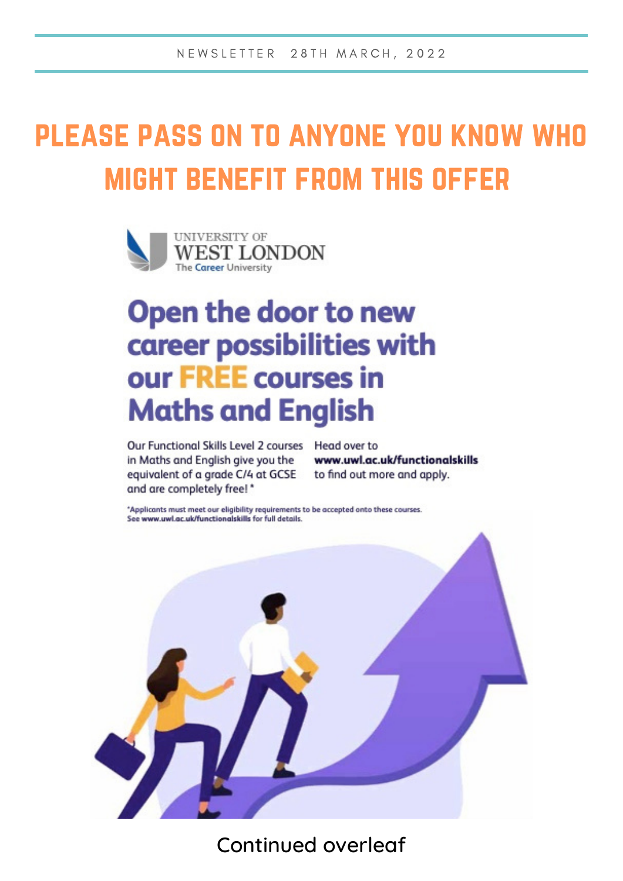# PLEASE PASS ON TO ANYONE YOU KNOW WHO MIGHT BENEFIT FROM THIS OFFER

UNIVERSITY OF WEST LONDON
The Career University

## Open the door to new career possibilities with our FREE courses in Maths and English

Our Functional Skills Level 2 courses in Maths and English give you the equivalent of a grade C/4 at GCSE and are completely free! *

Head over to **www.uwl.ac.uk/functionalskills** to find out more and apply.

*Applicants must meet our eligibility requirements to be accepted onto these courses. See www.uwl.ac.uk/functionalskills for full details.

Continued overleaf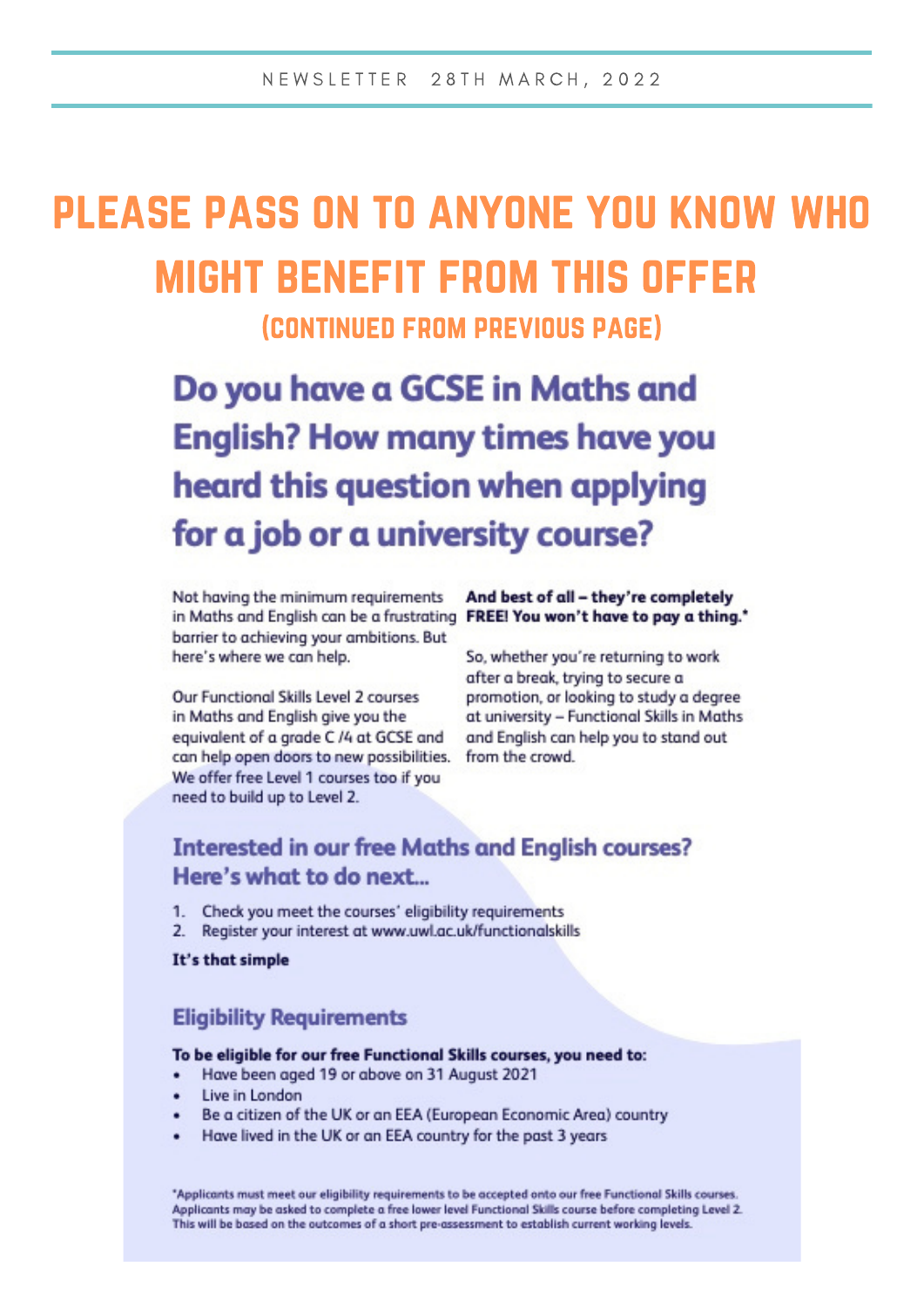# PLEASE PASS ON TO ANYONE YOU KNOW WHO MIGHT BENEFIT FROM THIS OFFER

(CONTINUED FROM PREVIOUS PAGE)

## Do you have a GCSE in Maths and English? How many times have you heard this question when applying for a job or a university course?

Not having the minimum requirements in Maths and English can be a frustrating barrier to achieving your ambitions. But here's where we can help.

Our Functional Skills Level 2 courses in Maths and English give you the equivalent of a grade C /4 at GCSE and can help open doors to new possibilities. We offer free Level 1 courses too if you need to build up to Level 2.

**And best of all – they're completely FREE! You won't have to pay a thing.***

So, whether you're returning to work after a break, trying to secure a promotion, or looking to study a degree at university – Functional Skills in Maths and English can help you to stand out from the crowd.

### Interested in our free Maths and English courses? Here's what to do next...

1. Check you meet the courses' eligibility requirements
2. Register your interest at www.uwl.ac.uk/functionalskills

**It's that simple**

### Eligibility Requirements

**To be eligible for our free Functional Skills courses, you need to:**

- Have been aged 19 or above on 31 August 2021
- Live in London
- Be a citizen of the UK or an EEA (European Economic Area) country
- Have lived in the UK or an EEA country for the past 3 years

*Applicants must meet our eligibility requirements to be accepted onto our free Functional Skills courses. Applicants may be asked to complete a free lower level Functional Skills course before completing Level 2. This will be based on the outcomes of a short pre-assessment to establish current working levels.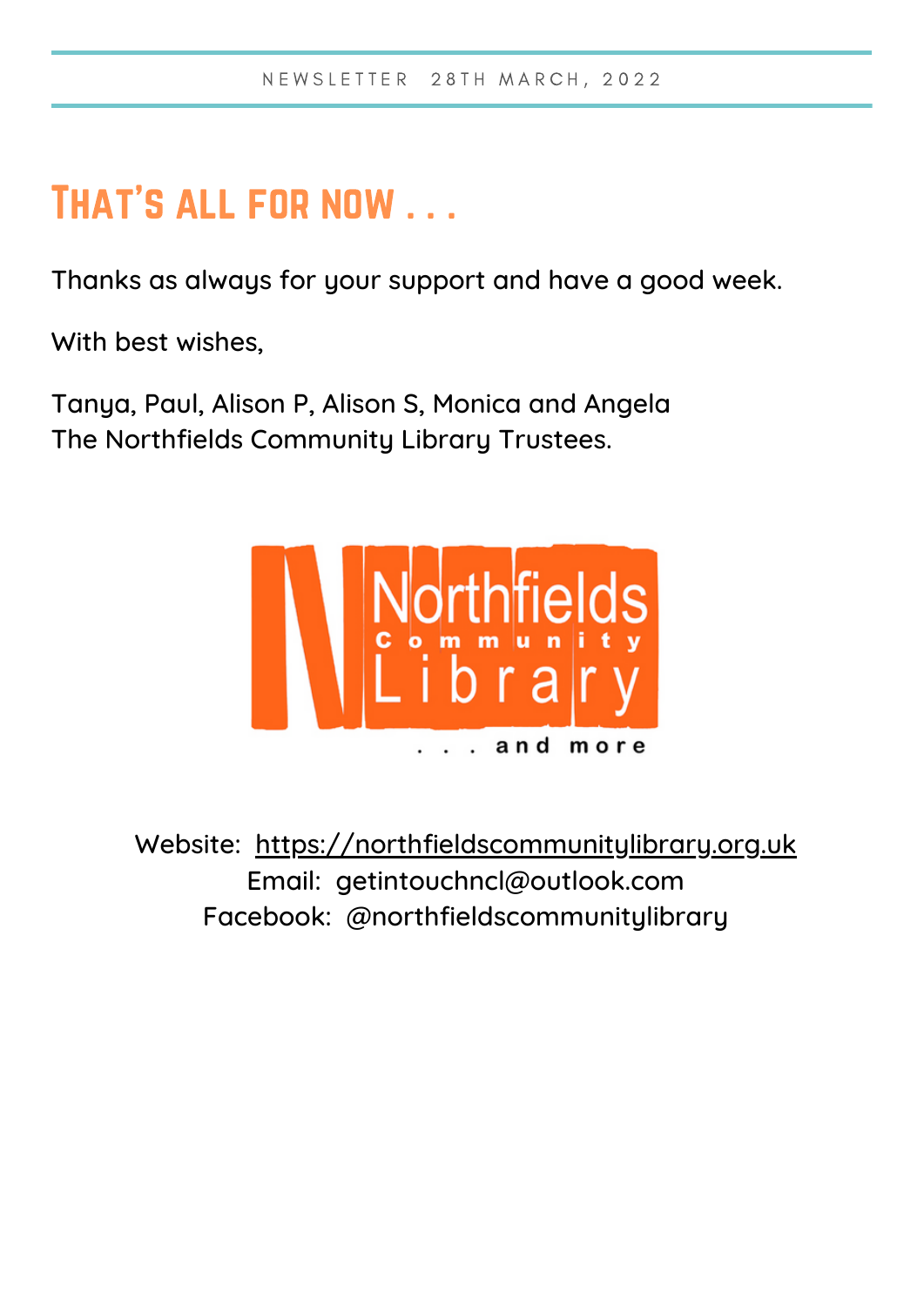# That's all for now . . .

Thanks as always for your support and have a good week.

With best wishes,

Tanya, Paul, Alison P, Alison S, Monica and Angela
The Northfields Community Library Trustees.

Website: https://northfieldscommunitylibrary.org.uk
Email: getintouchncl@outlook.com
Facebook: @northfieldscommunitylibrary